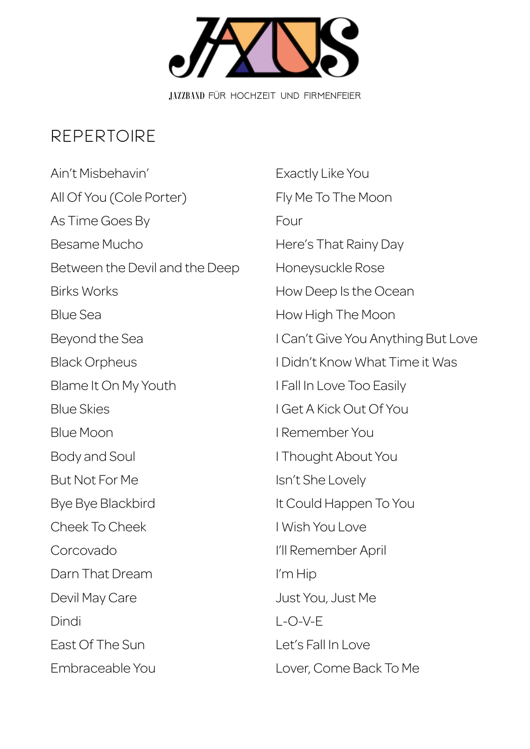JAZZBAND FÜR HOCHZEIT UND FIRMENFEIER

# REPERTOIRE

Ain't Misbehavin'
All Of You (Cole Porter)
As Time Goes By
Besame Mucho
Between the Devil and the Deep
Birks Works
Blue Sea
Beyond the Sea
Black Orpheus
Blame It On My Youth
Blue Skies
Blue Moon
Body and Soul
But Not For Me
Bye Bye Blackbird
Cheek To Cheek
Corcovado
Darn That Dream
Devil May Care
Dindi
East Of The Sun
Embraceable You

Exactly Like You
Fly Me To The Moon
Four
Here's That Rainy Day
Honeysuckle Rose
How Deep Is the Ocean
How High The Moon
I Can't Give You Anything But Love
I Didn't Know What Time it Was
I Fall In Love Too Easily
I Get A Kick Out Of You
I Remember You
I Thought About You
Isn't She Lovely
It Could Happen To You
I Wish You Love
I'll Remember April
I'm Hip
Just You, Just Me
L-O-V-E
Let's Fall In Love
Lover, Come Back To Me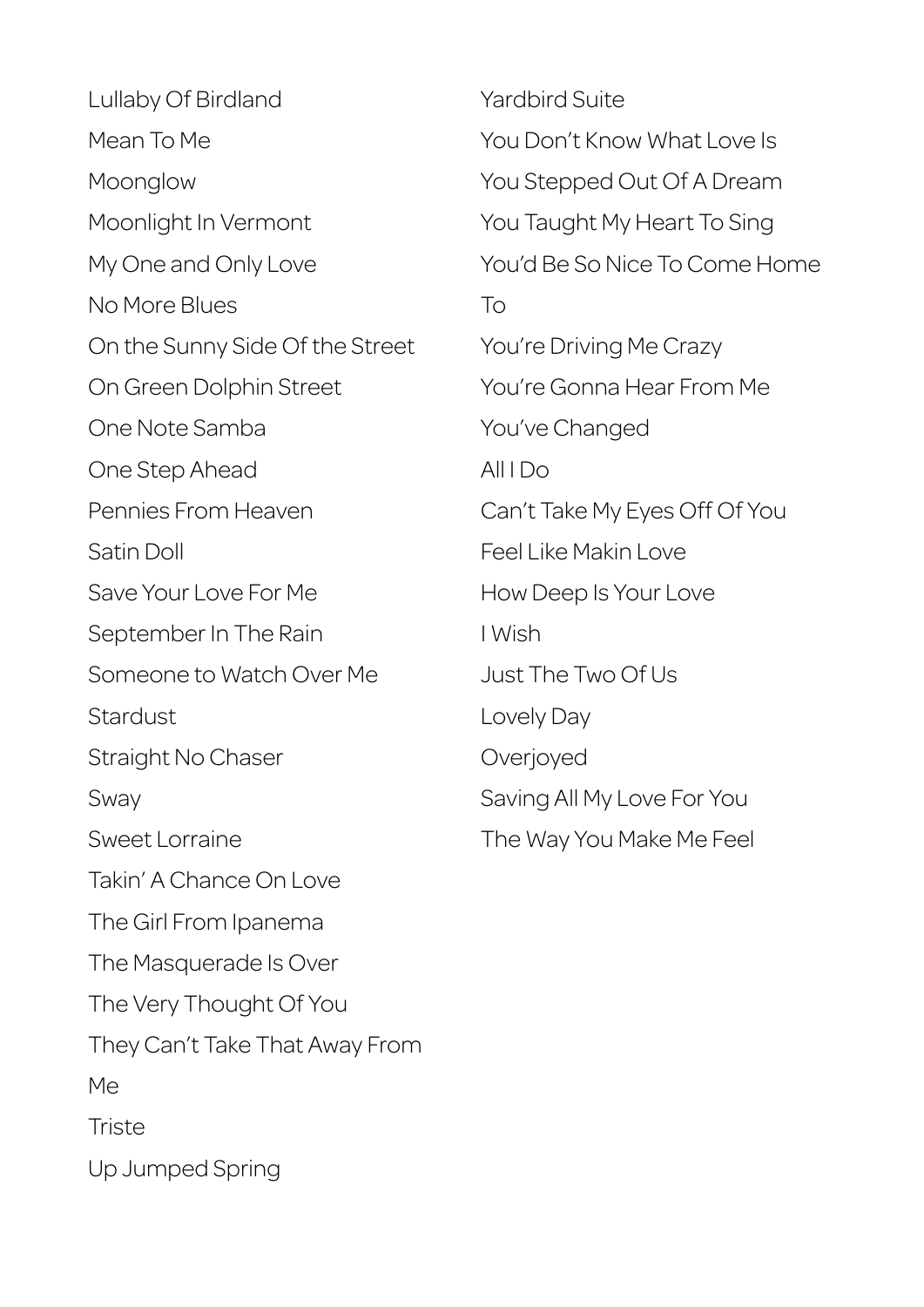Lullaby Of Birdland

Mean To Me

Moonglow

Moonlight In Vermont

My One and Only Love

No More Blues

On the Sunny Side Of the Street

On Green Dolphin Street

One Note Samba

One Step Ahead

Pennies From Heaven

Satin Doll

Save Your Love For Me

September In The Rain

Someone to Watch Over Me

Stardust

Straight No Chaser

Sway

Sweet Lorraine

Takin' A Chance On Love

The Girl From Ipanema

The Masquerade Is Over

The Very Thought Of You

They Can't Take That Away From Me

Triste

Up Jumped Spring

Yardbird Suite

You Don't Know What Love Is

You Stepped Out Of A Dream

You Taught My Heart To Sing

You'd Be So Nice To Come Home To

You're Driving Me Crazy

You're Gonna Hear From Me

You've Changed

All I Do

Can't Take My Eyes Off Of You

Feel Like Makin Love

How Deep Is Your Love

I Wish

Just The Two Of Us

Lovely Day

Overjoyed

Saving All My Love For You

The Way You Make Me Feel